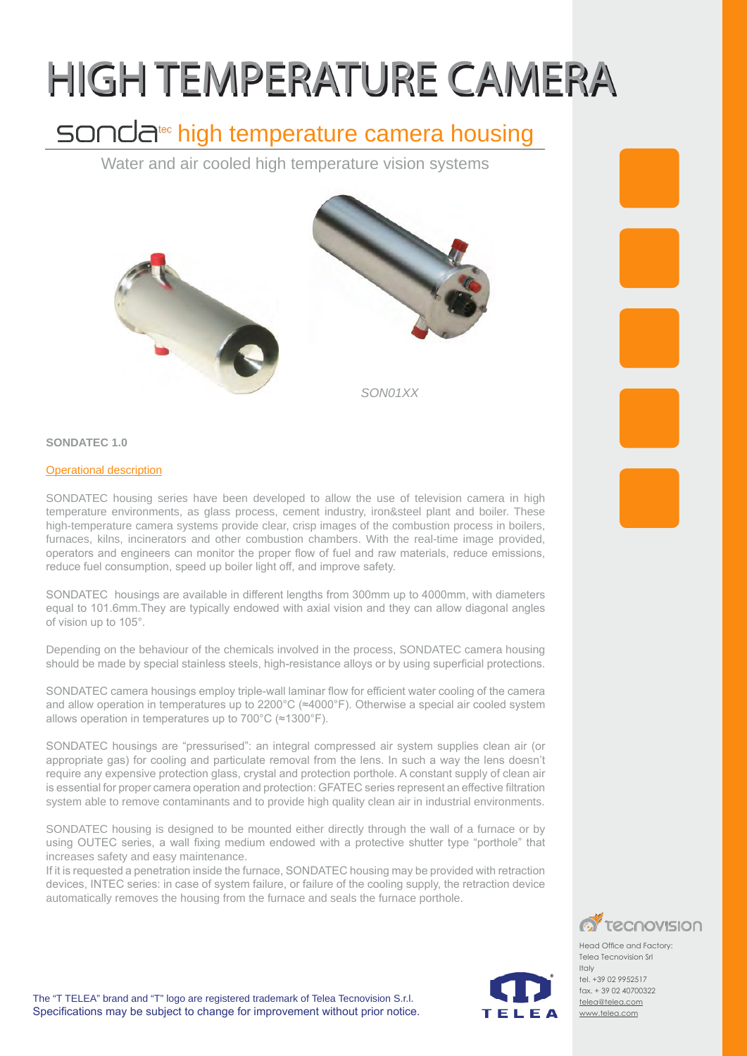# HIGH TEMPERATURE CAMERA

## sonda^tec high temperature camera housing

Water and air cooled high temperature vision systems

*SON01XX*

**SONDATEC 1.0**

Operational description

SONDATEC housing series have been developed to allow the use of television camera in high temperature environments, as glass process, cement industry, iron&steel plant and boiler. These high-temperature camera systems provide clear, crisp images of the combustion process in boilers, furnaces, kilns, incinerators and other combustion chambers. With the real-time image provided, operators and engineers can monitor the proper flow of fuel and raw materials, reduce emissions, reduce fuel consumption, speed up boiler light off, and improve safety.

SONDATEC housings are available in different lengths from 300mm up to 4000mm, with diameters equal to 101.6mm.They are typically endowed with axial vision and they can allow diagonal angles of vision up to 105°.

Depending on the behaviour of the chemicals involved in the process, SONDATEC camera housing should be made by special stainless steels, high-resistance alloys or by using superficial protections.

SONDATEC camera housings employ triple-wall laminar flow for efficient water cooling of the camera and allow operation in temperatures up to 2200°C (≈4000°F). Otherwise a special air cooled system allows operation in temperatures up to 700°C (≈1300°F).

SONDATEC housings are "pressurised": an integral compressed air system supplies clean air (or appropriate gas) for cooling and particulate removal from the lens. In such a way the lens doesn't require any expensive protection glass, crystal and protection porthole. A constant supply of clean air is essential for proper camera operation and protection: GFATEC series represent an effective filtration system able to remove contaminants and to provide high quality clean air in industrial environments.

SONDATEC housing is designed to be mounted either directly through the wall of a furnace or by using OUTEC series, a wall fixing medium endowed with a protective shutter type "porthole" that increases safety and easy maintenance.

If it is requested a penetration inside the furnace, SONDATEC housing may be provided with retraction devices, INTEC series: in case of system failure, or failure of the cooling supply, the retraction device automatically removes the housing from the furnace and seals the furnace porthole.

tecnovision

Head Office and Factory:
Telea Tecnovision Srl
Italy
tel. +39 02 9952517
fax. + 39 02 40700322
telea@telea.com
www.telea.com

TELEA

The "T TELEA" brand and "T" logo are registered trademark of Telea Tecnovision S.r.l.
Specifications may be subject to change for improvement without prior notice.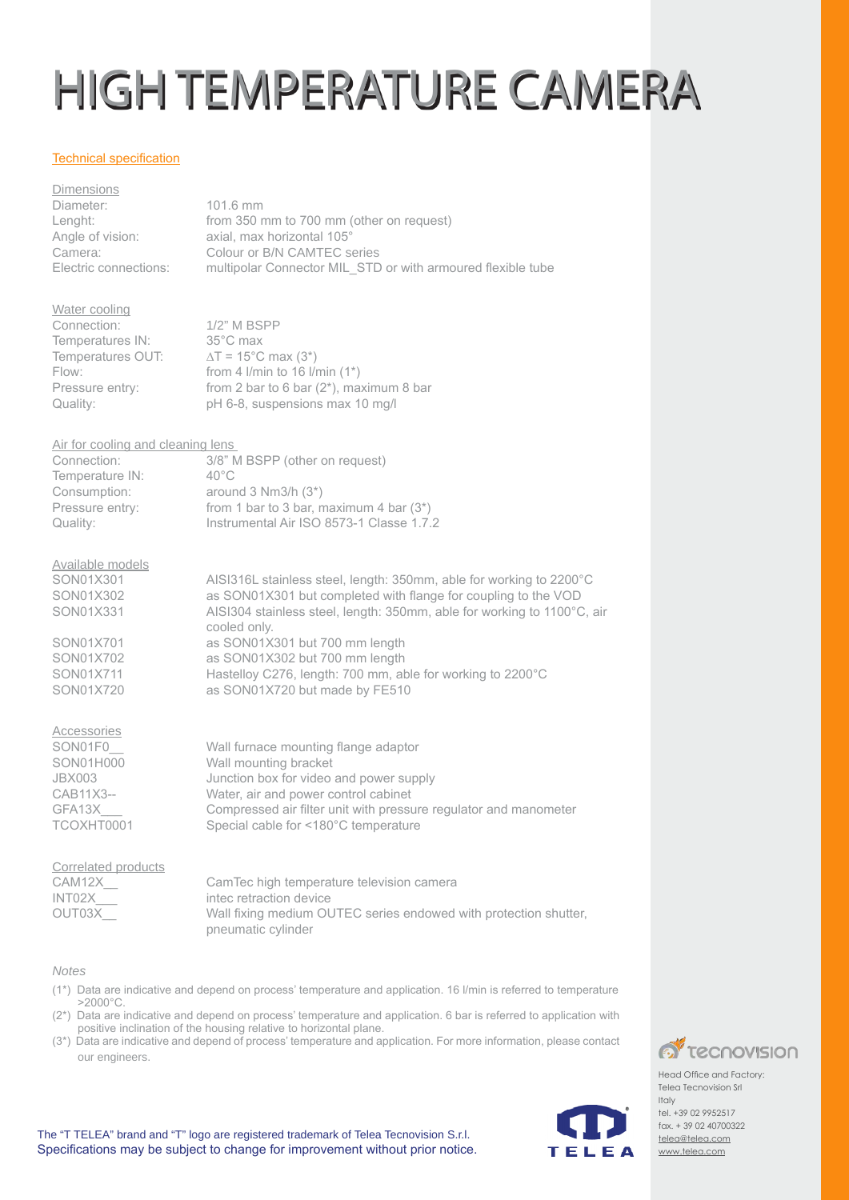# HIGH TEMPERATURE CAMERA

## Technical specification

### Dimensions

| | |
|---|---|
| Diameter: | 101.6 mm |
| Lenght: | from 350 mm to 700 mm (other on request) |
| Angle of vision: | axial, max horizontal 105° |
| Camera: | Colour or B/N CAMTEC series |
| Electric connections: | multipolar Connector MIL_STD or with armoured flexible tube |

### Water cooling

| | |
|---|---|
| Connection: | 1/2" M BSPP |
| Temperatures IN: | 35°C max |
| Temperatures OUT: | $\Delta T$ = 15°C max (3*) |
| Flow: | from 4 l/min to 16 l/min (1*) |
| Pressure entry: | from 2 bar to 6 bar (2*), maximum 8 bar |
| Quality: | pH 6-8, suspensions max 10 mg/l |

### Air for cooling and cleaning lens

| | |
|---|---|
| Connection: | 3/8" M BSPP (other on request) |
| Temperature IN: | 40°C |
| Consumption: | around 3 Nm3/h (3*) |
| Pressure entry: | from 1 bar to 3 bar, maximum 4 bar (3*) |
| Quality: | Instrumental Air ISO 8573-1 Classe 1.7.2 |

### Available models

| | |
|---|---|
| SON01X301 | AISI316L stainless steel, length: 350mm, able for working to 2200°C |
| SON01X302 | as SON01X301 but completed with flange for coupling to the VOD |
| SON01X331 | AISI304 stainless steel, length: 350mm, able for working to 1100°C, air cooled only. |
| SON01X701 | as SON01X301 but 700 mm length |
| SON01X702 | as SON01X302 but 700 mm length |
| SON01X711 | Hastelloy C276, length: 700 mm, able for working to 2200°C |
| SON01X720 | as SON01X720 but made by FE510 |

### Accessories

| | |
|---|---|
| SON01F0__ | Wall furnace mounting flange adaptor |
| SON01H000 | Wall mounting bracket |
| JBX003 | Junction box for video and power supply |
| CAB11X3-- | Water, air and power control cabinet |
| GFA13X___ | Compressed air filter unit with pressure regulator and manometer |
| TCOXHT0001 | Special cable for <180°C temperature |

### Correlated products

| | |
|---|---|
| CAM12X__ | CamTec high temperature television camera |
| INT02X___ | intec retraction device |
| OUT03X__ | Wall fixing medium OUTEC series endowed with protection shutter, pneumatic cylinder |

*Notes*

(1*) Data are indicative and depend on process' temperature and application. 16 l/min is referred to temperature >2000°C.

(2*) Data are indicative and depend on process' temperature and application. 6 bar is referred to application with positive inclination of the housing relative to horizontal plane.

(3*) Data are indicative and depend of process' temperature and application. For more information, please contact our engineers.

The "T TELEA" brand and "T" logo are registered trademark of Telea Tecnovision S.r.l.
Specifications may be subject to change for improvement without prior notice.

TELEA

tecnovision

Head Office and Factory:
Telea Tecnovision Srl
Italy
tel. +39 02 9952517
fax. + 39 02 40700322
telea@telea.com
www.telea.com